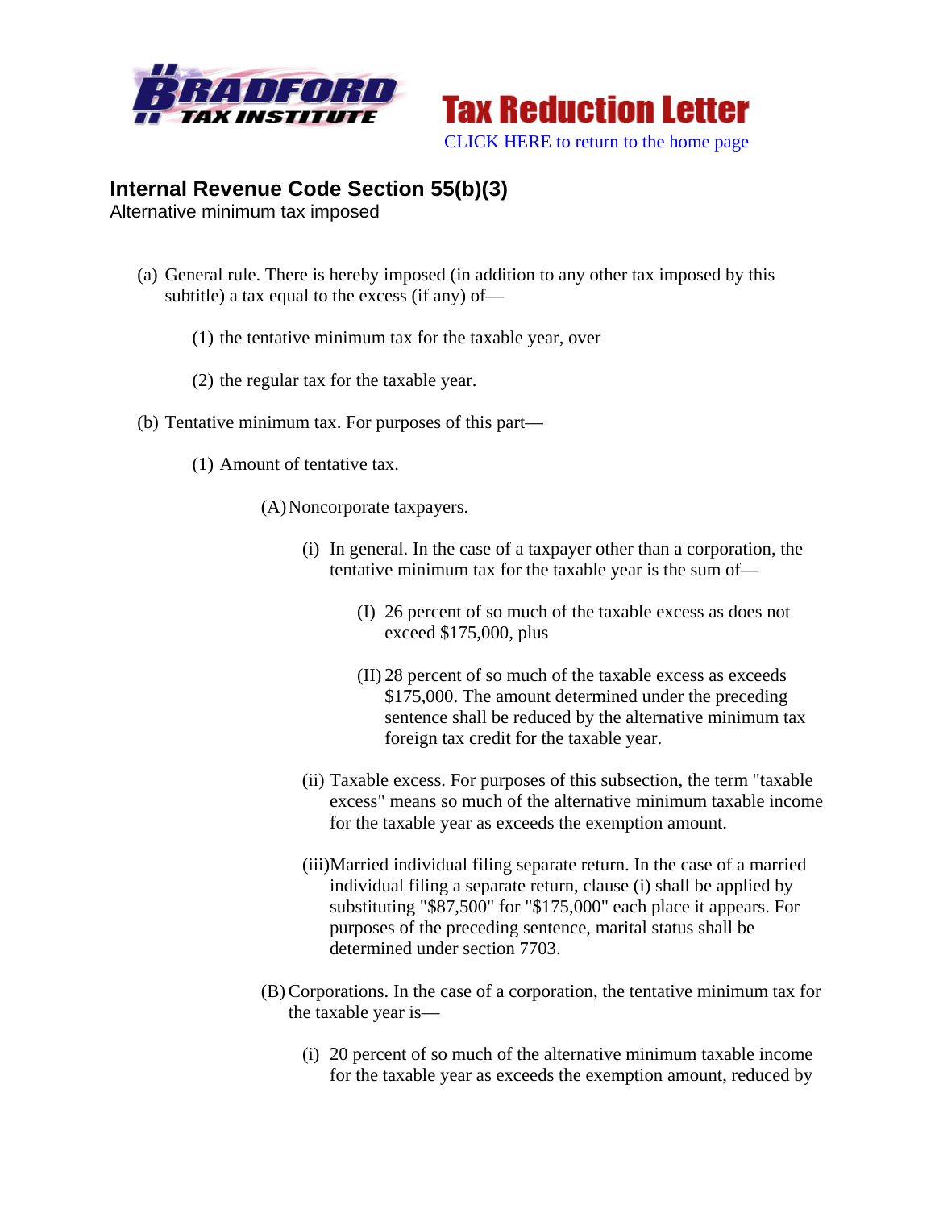Tax Reduction Letter

CLICK HERE to return to the home page

## Internal Revenue Code Section 55(b)(3)

Alternative minimum tax imposed

(a) General rule. There is hereby imposed (in addition to any other tax imposed by this subtitle) a tax equal to the excess (if any) of—

(1) the tentative minimum tax for the taxable year, over

(2) the regular tax for the taxable year.

(b) Tentative minimum tax. For purposes of this part—

(1) Amount of tentative tax.

(A) Noncorporate taxpayers.

(i) In general. In the case of a taxpayer other than a corporation, the tentative minimum tax for the taxable year is the sum of—

(I) 26 percent of so much of the taxable excess as does not exceed $175,000, plus

(II) 28 percent of so much of the taxable excess as exceeds $175,000. The amount determined under the preceding sentence shall be reduced by the alternative minimum tax foreign tax credit for the taxable year.

(ii) Taxable excess. For purposes of this subsection, the term "taxable excess" means so much of the alternative minimum taxable income for the taxable year as exceeds the exemption amount.

(iii) Married individual filing separate return. In the case of a married individual filing a separate return, clause (i) shall be applied by substituting "$87,500" for "$175,000" each place it appears. For purposes of the preceding sentence, marital status shall be determined under section 7703.

(B) Corporations. In the case of a corporation, the tentative minimum tax for the taxable year is—

(i) 20 percent of so much of the alternative minimum taxable income for the taxable year as exceeds the exemption amount, reduced by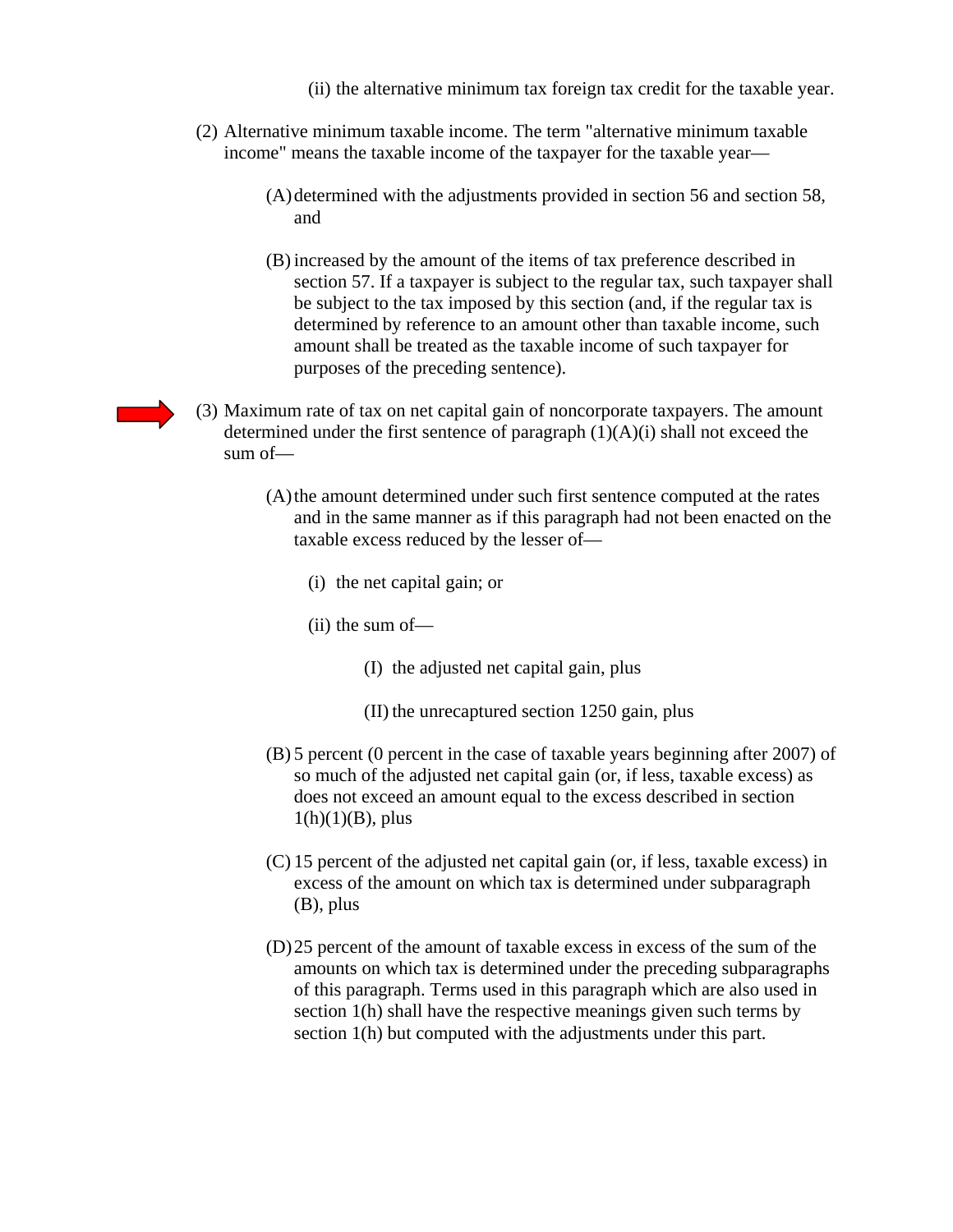(ii) the alternative minimum tax foreign tax credit for the taxable year.

(2) Alternative minimum taxable income. The term "alternative minimum taxable income" means the taxable income of the taxpayer for the taxable year—

(A) determined with the adjustments provided in section 56 and section 58, and

(B) increased by the amount of the items of tax preference described in section 57. If a taxpayer is subject to the regular tax, such taxpayer shall be subject to the tax imposed by this section (and, if the regular tax is determined by reference to an amount other than taxable income, such amount shall be treated as the taxable income of such taxpayer for purposes of the preceding sentence).

(3) Maximum rate of tax on net capital gain of noncorporate taxpayers. The amount determined under the first sentence of paragraph (1)(A)(i) shall not exceed the sum of—

(A) the amount determined under such first sentence computed at the rates and in the same manner as if this paragraph had not been enacted on the taxable excess reduced by the lesser of—

(i) the net capital gain; or

(ii) the sum of—

(I) the adjusted net capital gain, plus

(II) the unrecaptured section 1250 gain, plus

(B) 5 percent (0 percent in the case of taxable years beginning after 2007) of so much of the adjusted net capital gain (or, if less, taxable excess) as does not exceed an amount equal to the excess described in section 1(h)(1)(B), plus

(C) 15 percent of the adjusted net capital gain (or, if less, taxable excess) in excess of the amount on which tax is determined under subparagraph (B), plus

(D) 25 percent of the amount of taxable excess in excess of the sum of the amounts on which tax is determined under the preceding subparagraphs of this paragraph. Terms used in this paragraph which are also used in section 1(h) shall have the respective meanings given such terms by section 1(h) but computed with the adjustments under this part.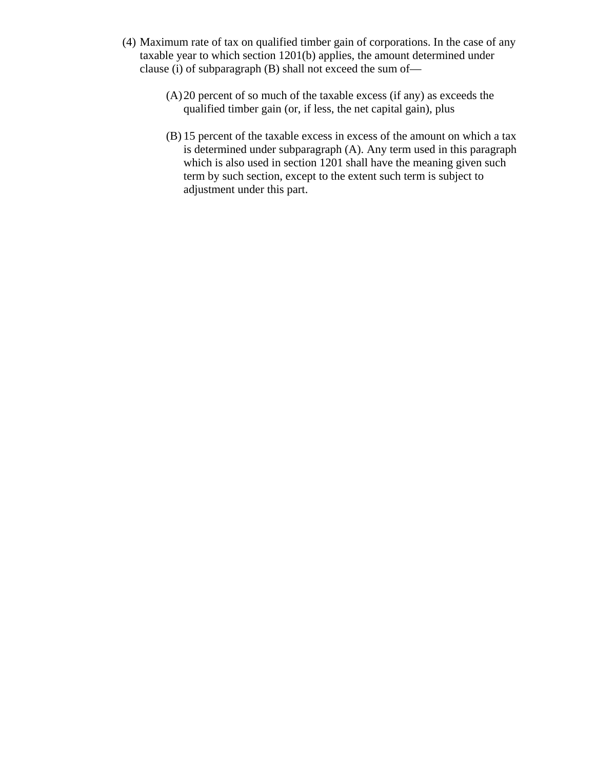(4) Maximum rate of tax on qualified timber gain of corporations. In the case of any taxable year to which section 1201(b) applies, the amount determined under clause (i) of subparagraph (B) shall not exceed the sum of—

  (A) 20 percent of so much of the taxable excess (if any) as exceeds the qualified timber gain (or, if less, the net capital gain), plus

  (B) 15 percent of the taxable excess in excess of the amount on which a tax is determined under subparagraph (A). Any term used in this paragraph which is also used in section 1201 shall have the meaning given such term by such section, except to the extent such term is subject to adjustment under this part.